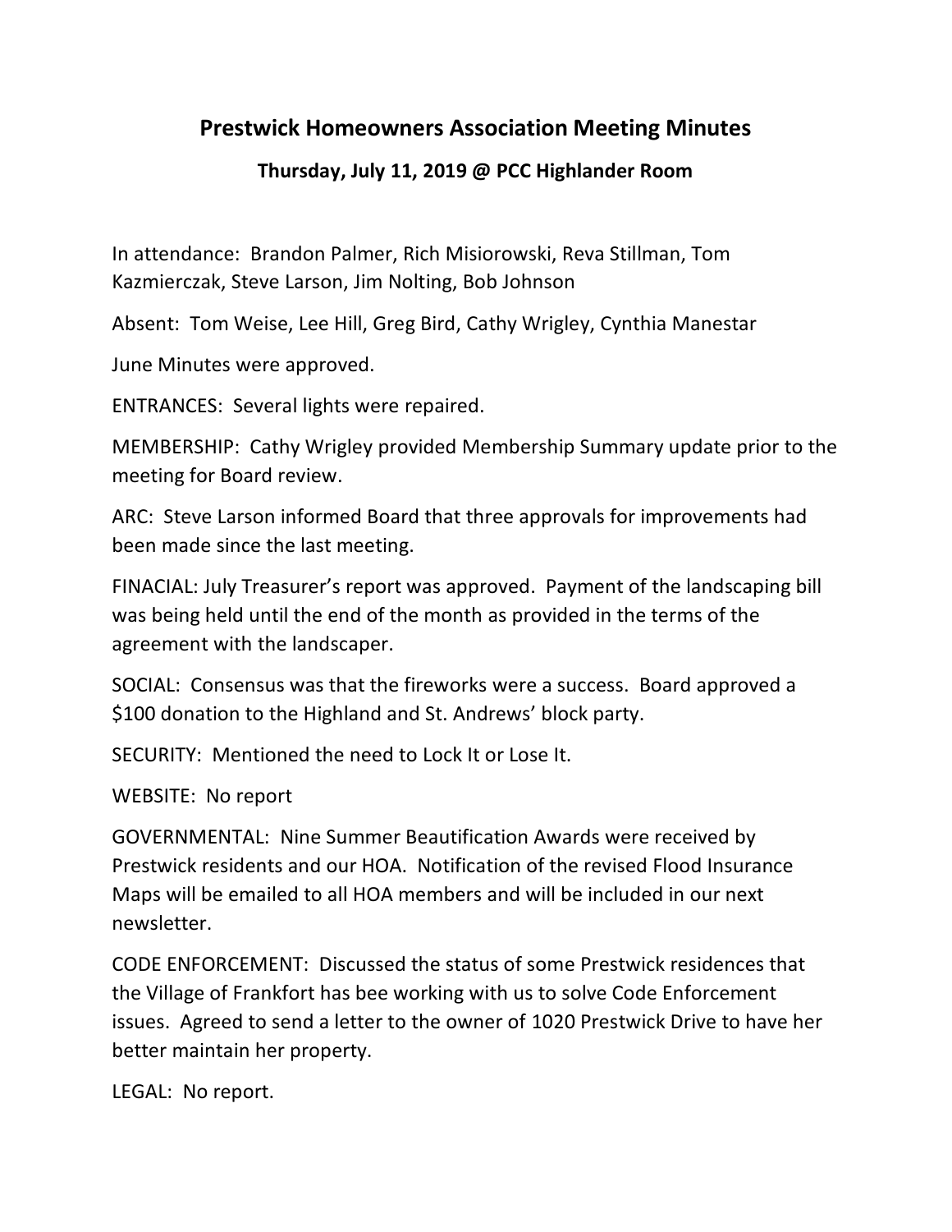# Prestwick Homeowners Association Meeting Minutes

## Thursday, July 11, 2019 @ PCC Highlander Room

In attendance: Brandon Palmer, Rich Misiorowski, Reva Stillman, Tom Kazmierczak, Steve Larson, Jim Nolting, Bob Johnson

Absent: Tom Weise, Lee Hill, Greg Bird, Cathy Wrigley, Cynthia Manestar

June Minutes were approved.

ENTRANCES: Several lights were repaired.

MEMBERSHIP: Cathy Wrigley provided Membership Summary update prior to the meeting for Board review.

ARC: Steve Larson informed Board that three approvals for improvements had been made since the last meeting.

FINACIAL: July Treasurer's report was approved. Payment of the landscaping bill was being held until the end of the month as provided in the terms of the agreement with the landscaper.

SOCIAL: Consensus was that the fireworks were a success. Board approved a $100 donation to the Highland and St. Andrews' block party.

SECURITY: Mentioned the need to Lock It or Lose It.

WEBSITE: No report

GOVERNMENTAL: Nine Summer Beautification Awards were received by Prestwick residents and our HOA. Notification of the revised Flood Insurance Maps will be emailed to all HOA members and will be included in our next newsletter.

CODE ENFORCEMENT: Discussed the status of some Prestwick residences that the Village of Frankfort has bee working with us to solve Code Enforcement issues. Agreed to send a letter to the owner of 1020 Prestwick Drive to have her better maintain her property.

LEGAL: No report.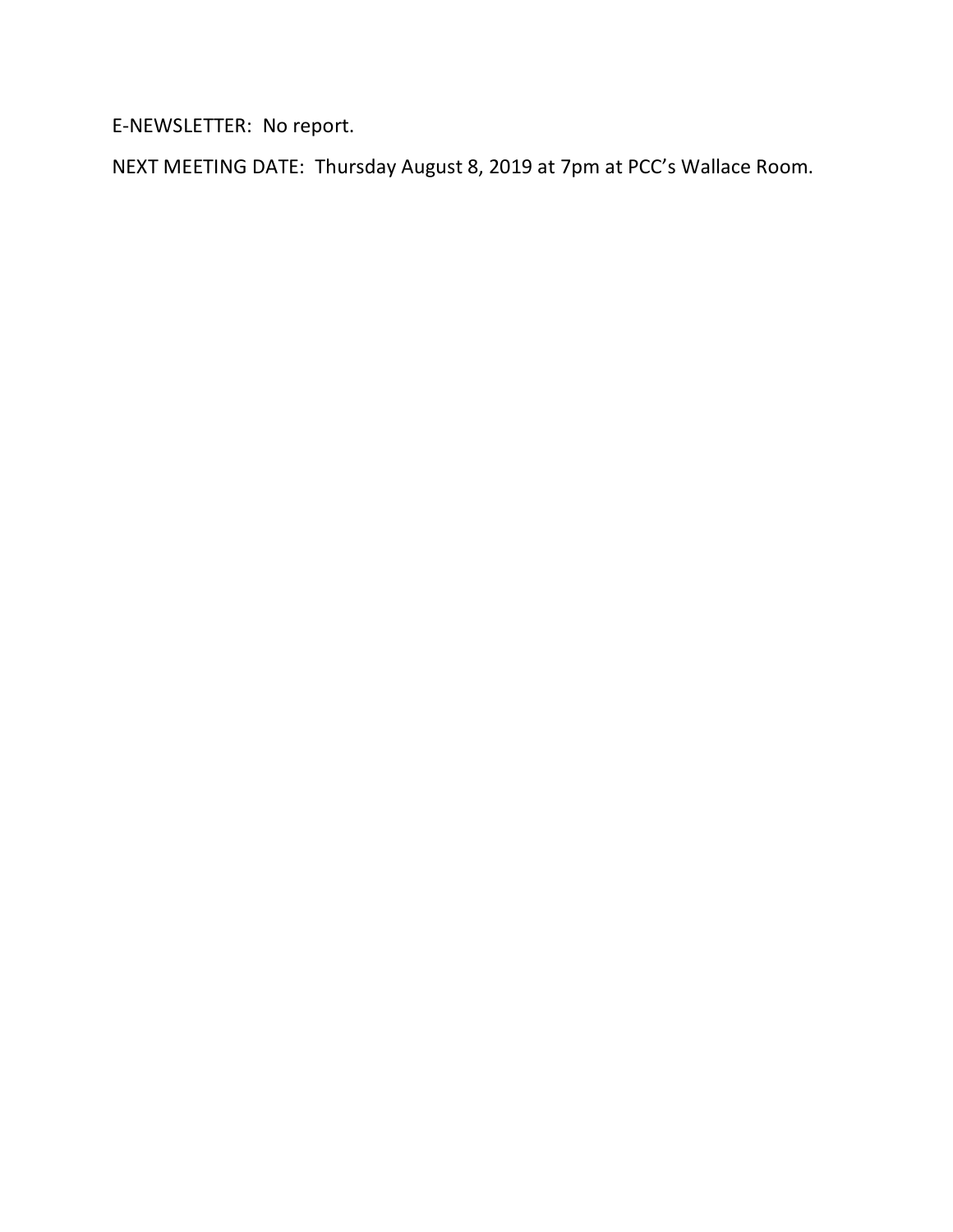E-NEWSLETTER: No report.

NEXT MEETING DATE: Thursday August 8, 2019 at 7pm at PCC's Wallace Room.